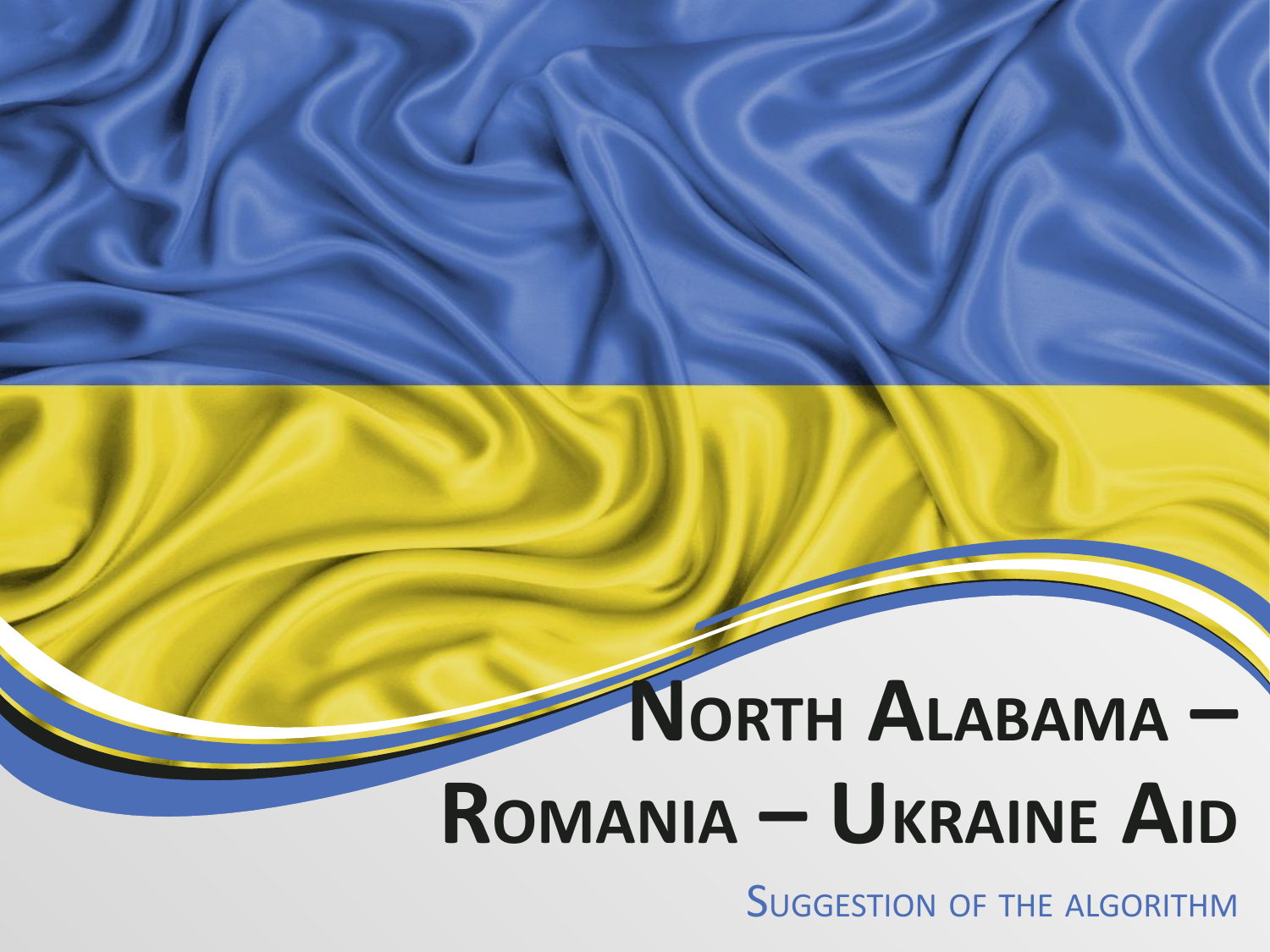# North Alabama – Romania – Ukraine Aid

Suggestion of the algorithm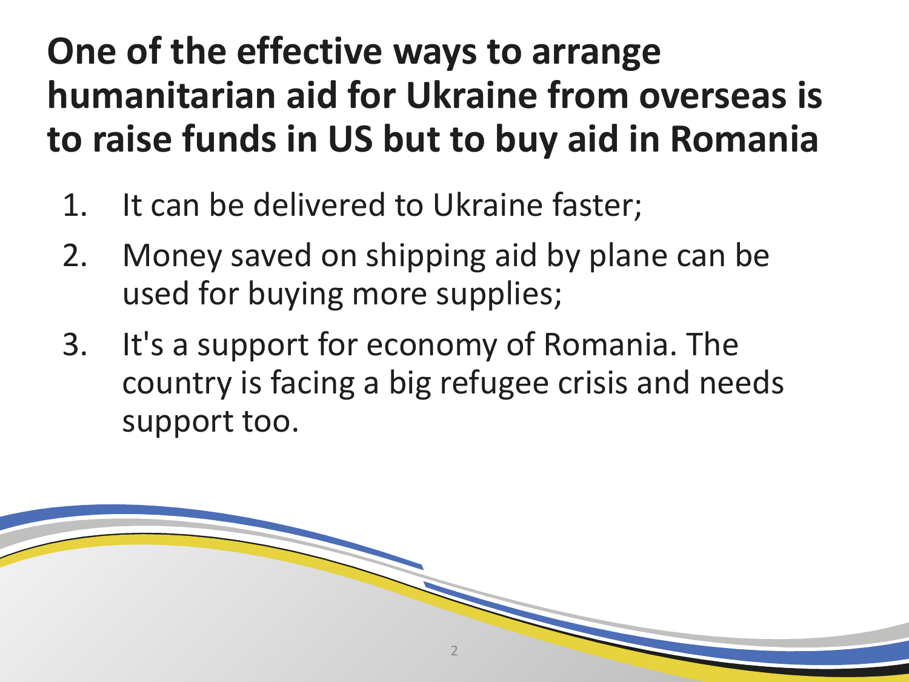# One of the effective ways to arrange humanitarian aid for Ukraine from overseas is to raise funds in US but to buy aid in Romania

1. It can be delivered to Ukraine faster;
2. Money saved on shipping aid by plane can be used for buying more supplies;
3. It's a support for economy of Romania. The country is facing a big refugee crisis and needs support too.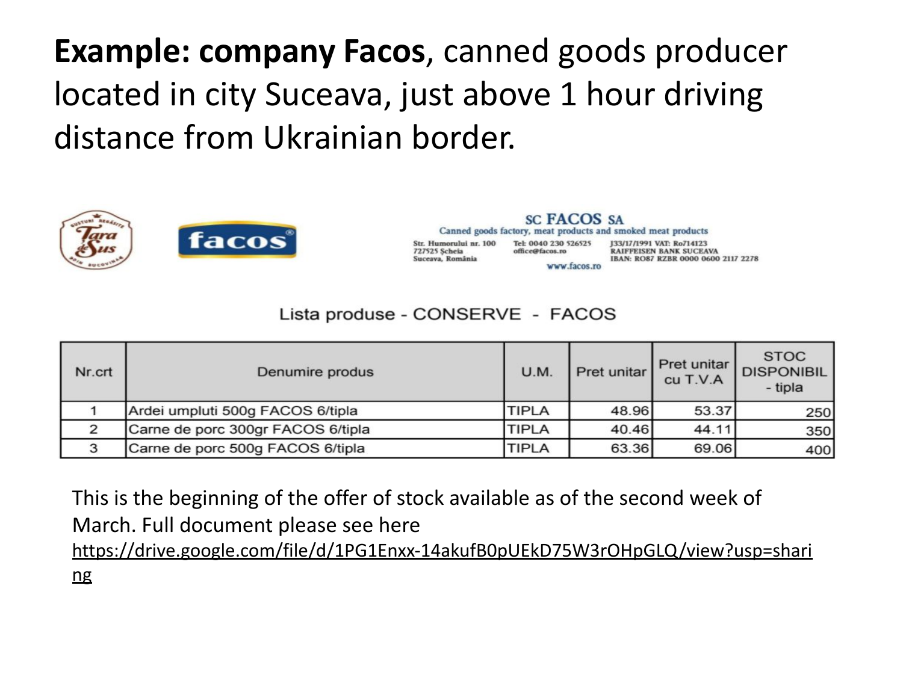**Example: company Facos**, canned goods producer located in city Suceava, just above 1 hour driving distance from Ukrainian border.

**SC FACOS SA**

Canned goods factory, meat products and smoked meat products

Str. Humorului nr. 100
727525 Șcheia
Suceava, România

Tel: 0040 230 526525
office@facos.ro

J33/17/1991 VAT: Ro714123
RAIFFEISEN BANK SUCEAVA
IBAN: RO87 RZBR 0000 0600 2117 2278

www.facos.ro

Lista produse - CONSERVE - FACOS

| Nr.crt | Denumire produs | U.M. | Pret unitar | Pret unitar cu T.V.A | STOC DISPONIBIL - tipla |
|---|---|---|---|---|---|
| 1 | Ardei umpluti 500g FACOS 6/tipla | TIPLA | 48.96 | 53.37 | 250 |
| 2 | Carne de porc 300gr FACOS 6/tipla | TIPLA | 40.46 | 44.11 | 350 |
| 3 | Carne de porc 500g FACOS 6/tipla | TIPLA | 63.36 | 69.06 | 400 |

This is the beginning of the offer of stock available as of the second week of March. Full document please see here https://drive.google.com/file/d/1PG1Enxx-14akufB0pUEkD75W3rOHpGLQ/view?usp=sharing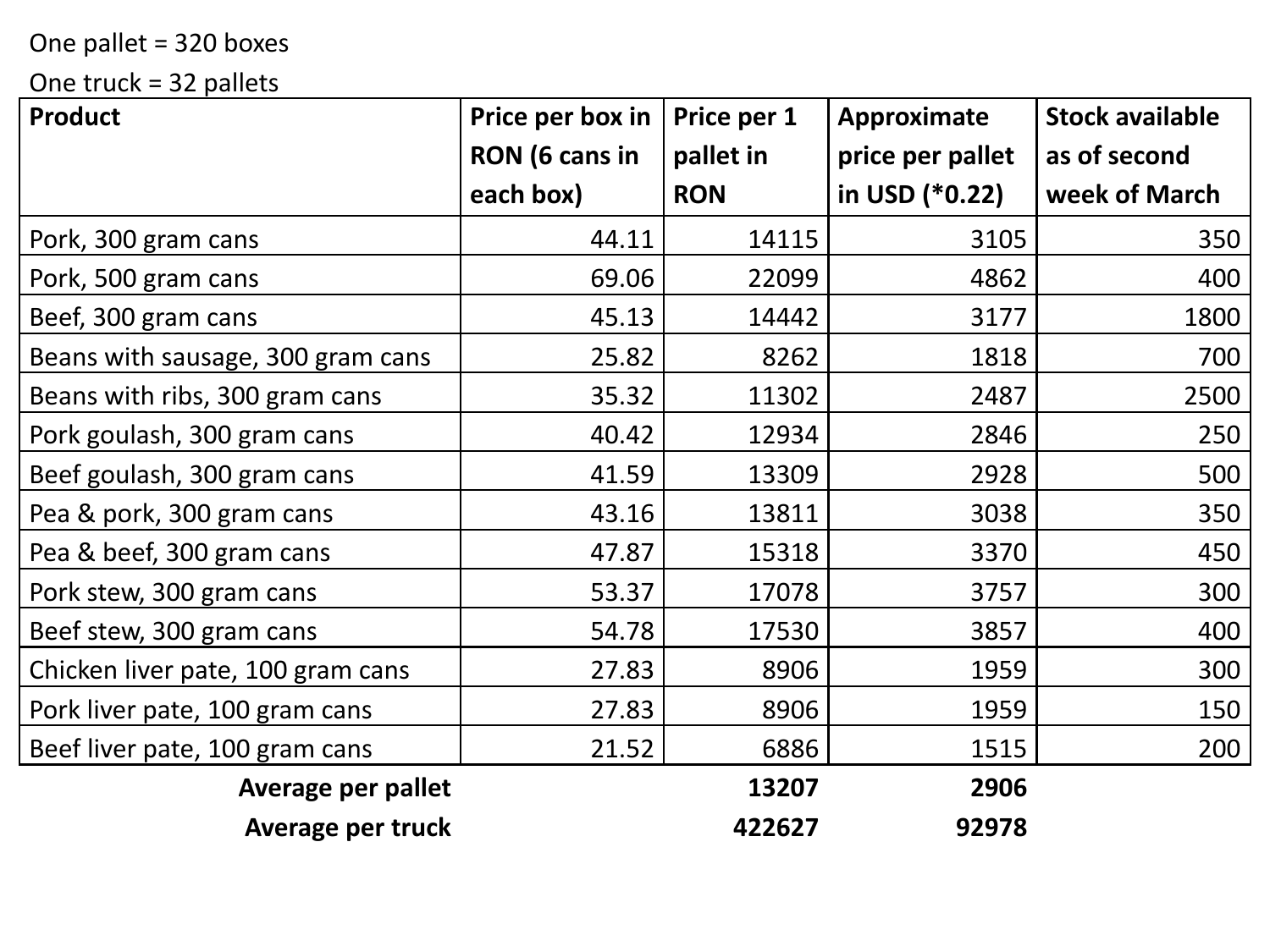One pallet = 320 boxes

One truck = 32 pallets

| Product | Price per box in RON (6 cans in each box) | Price per 1 pallet in RON | Approximate price per pallet in USD (*0.22) | Stock available as of second week of March |
|---|---|---|---|---|
| Pork, 300 gram cans | 44.11 | 14115 | 3105 | 350 |
| Pork, 500 gram cans | 69.06 | 22099 | 4862 | 400 |
| Beef, 300 gram cans | 45.13 | 14442 | 3177 | 1800 |
| Beans with sausage, 300 gram cans | 25.82 | 8262 | 1818 | 700 |
| Beans with ribs, 300 gram cans | 35.32 | 11302 | 2487 | 2500 |
| Pork goulash, 300 gram cans | 40.42 | 12934 | 2846 | 250 |
| Beef goulash, 300 gram cans | 41.59 | 13309 | 2928 | 500 |
| Pea & pork, 300 gram cans | 43.16 | 13811 | 3038 | 350 |
| Pea & beef, 300 gram cans | 47.87 | 15318 | 3370 | 450 |
| Pork stew, 300 gram cans | 53.37 | 17078 | 3757 | 300 |
| Beef stew, 300 gram cans | 54.78 | 17530 | 3857 | 400 |
| Chicken liver pate, 100 gram cans | 27.83 | 8906 | 1959 | 300 |
| Pork liver pate, 100 gram cans | 27.83 | 8906 | 1959 | 150 |
| Beef liver pate, 100 gram cans | 21.52 | 6886 | 1515 | 200 |
| **Average per pallet** | | **13207** | **2906** | |
| **Average per truck** | | **422627** | **92978** | |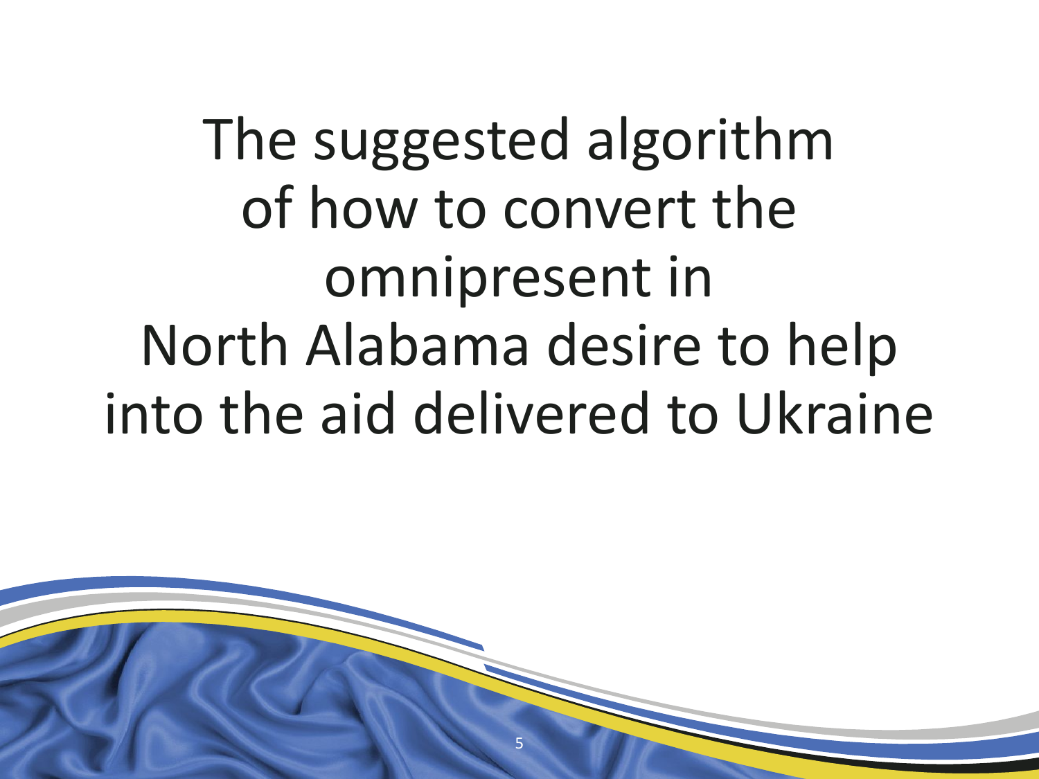# The suggested algorithm of how to convert the omnipresent in North Alabama desire to help into the aid delivered to Ukraine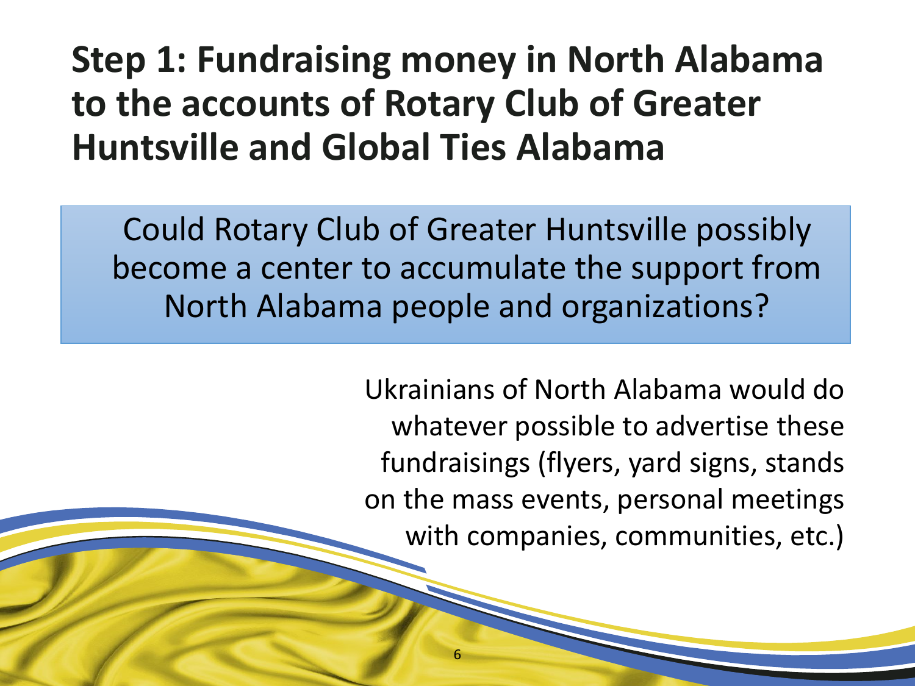# Step 1: Fundraising money in North Alabama to the accounts of Rotary Club of Greater Huntsville and Global Ties Alabama

Could Rotary Club of Greater Huntsville possibly become a center to accumulate the support from North Alabama people and organizations?

Ukrainians of North Alabama would do whatever possible to advertise these fundraisings (flyers, yard signs, stands on the mass events, personal meetings with companies, communities, etc.)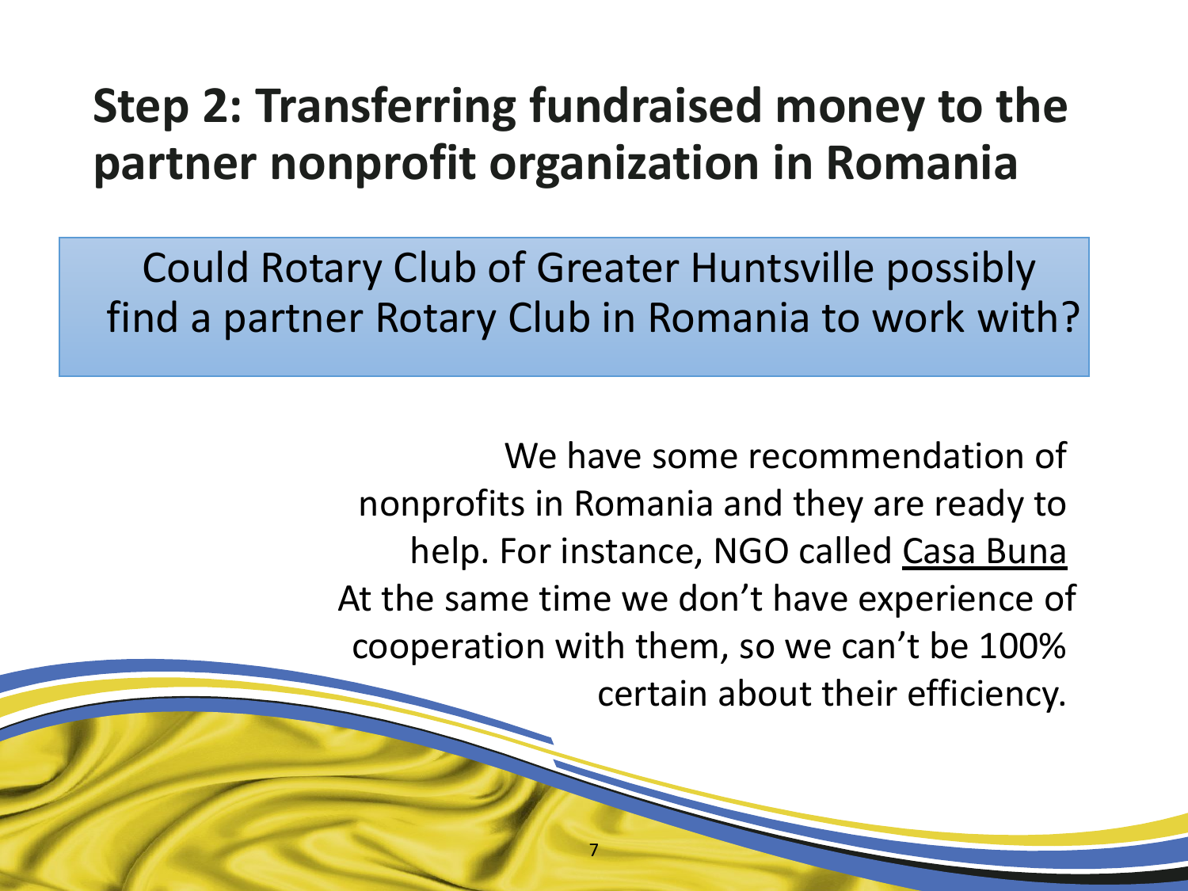# Step 2: Transferring fundraised money to the partner nonprofit organization in Romania

Could Rotary Club of Greater Huntsville possibly find a partner Rotary Club in Romania to work with?

We have some recommendation of nonprofits in Romania and they are ready to help. For instance, NGO called Casa Buna
At the same time we don't have experience of cooperation with them, so we can't be 100% certain about their efficiency.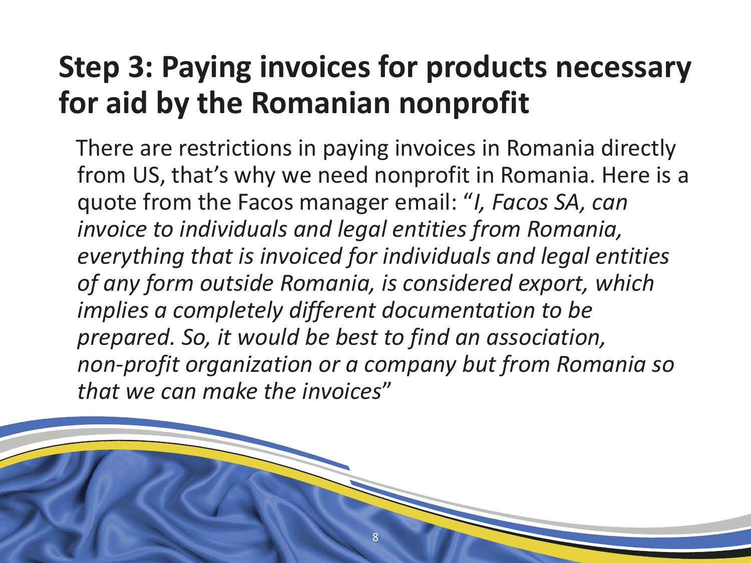# Step 3: Paying invoices for products necessary for aid by the Romanian nonprofit

There are restrictions in paying invoices in Romania directly from US, that's why we need nonprofit in Romania. Here is a quote from the Facos manager email: "*I, Facos SA, can invoice to individuals and legal entities from Romania, everything that is invoiced for individuals and legal entities of any form outside Romania, is considered export, which implies a completely different documentation to be prepared. So, it would be best to find an association, non-profit organization or a company but from Romania so that we can make the invoices*"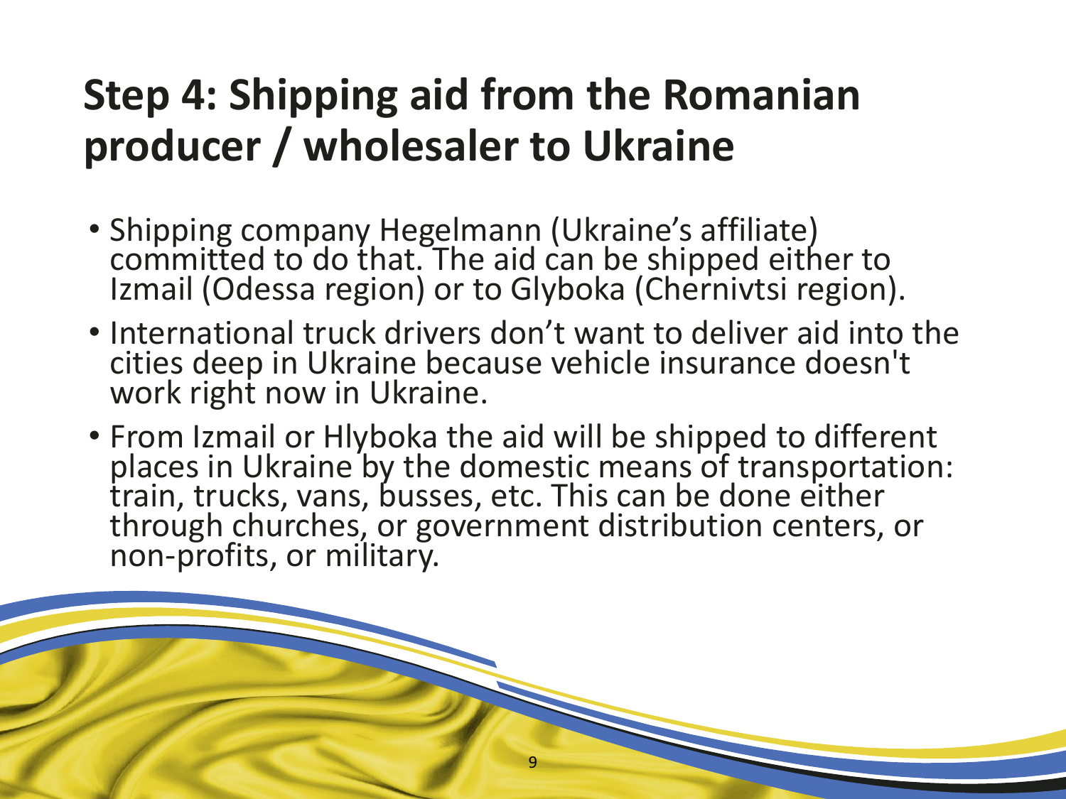# Step 4: Shipping aid from the Romanian producer / wholesaler to Ukraine

- Shipping company Hegelmann (Ukraine's affiliate) committed to do that. The aid can be shipped either to Izmail (Odessa region) or to Glyboka (Chernivtsi region).
- International truck drivers don't want to deliver aid into the cities deep in Ukraine because vehicle insurance doesn't work right now in Ukraine.
- From Izmail or Hlyboka the aid will be shipped to different places in Ukraine by the domestic means of transportation: train, trucks, vans, busses, etc. This can be done either through churches, or government distribution centers, or non-profits, or military.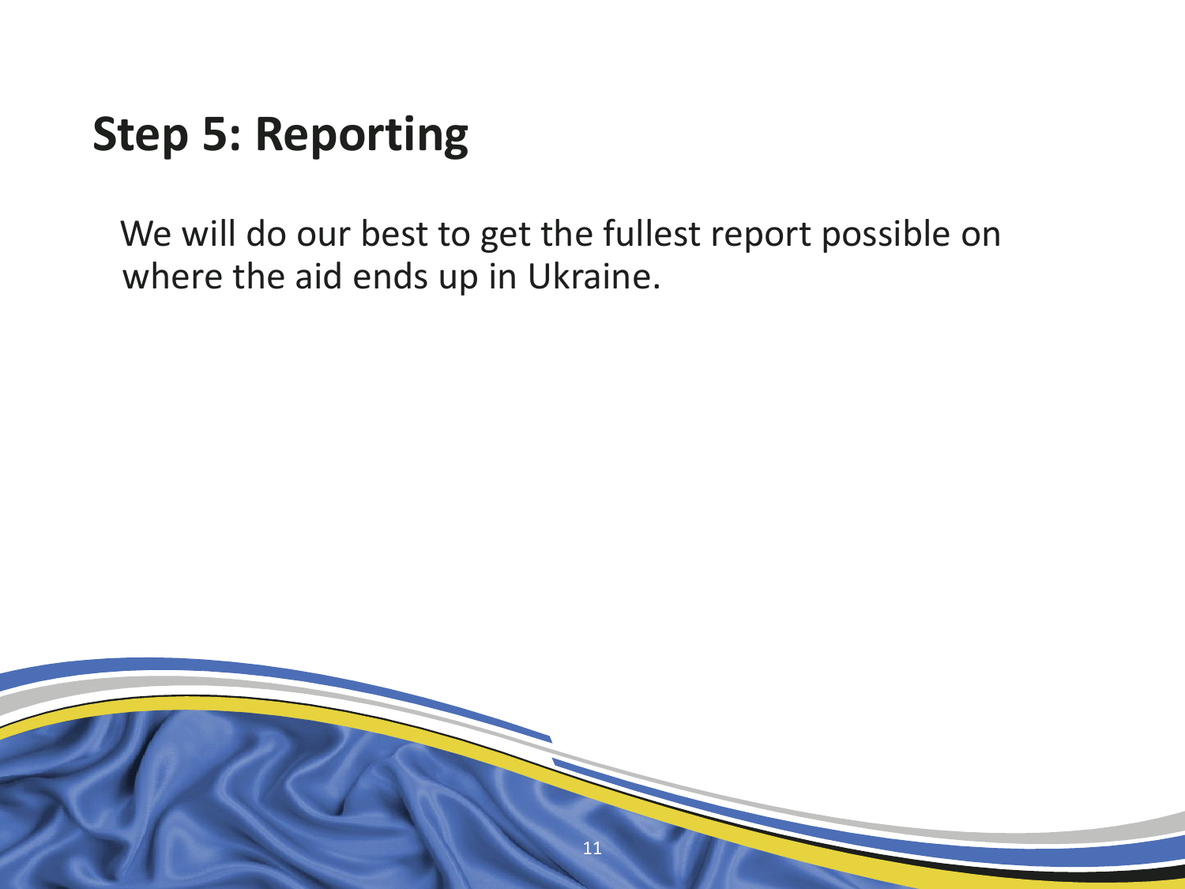# Step 5: Reporting

We will do our best to get the fullest report possible on where the aid ends up in Ukraine.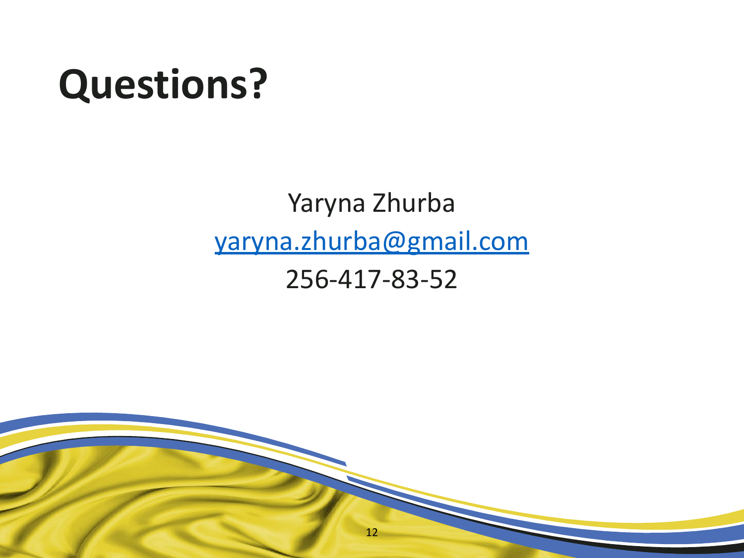# Questions?

Yaryna Zhurba

yaryna.zhurba@gmail.com

256-417-83-52